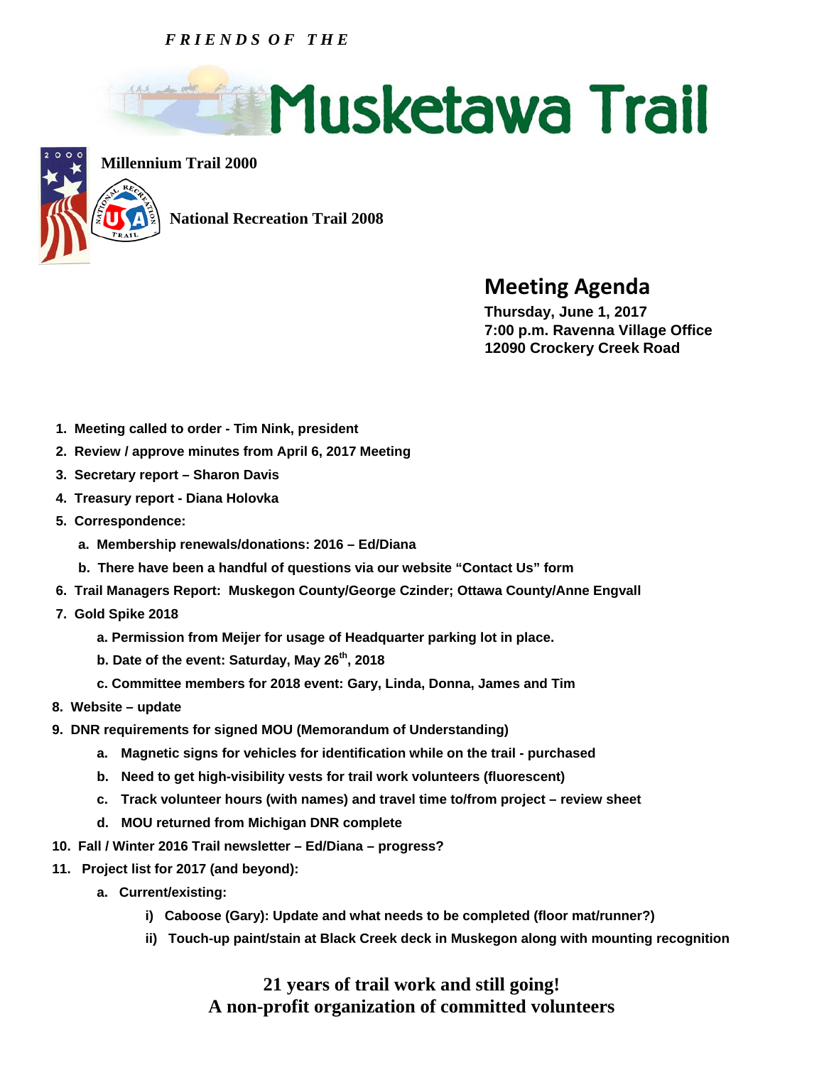*FRIENDS OF THE*

# Musketawa Trail

**Millennium Trail 2000**

**National Recreation Trail 2008**

## Meeting Agenda

**Thursday, June 1, 2017**
**7:00 p.m. Ravenna Village Office**
**12090 Crockery Creek Road**

1. **Meeting called to order - Tim Nink, president**
2. **Review / approve minutes from April 6, 2017 Meeting**
3. **Secretary report – Sharon Davis**
4. **Treasury report - Diana Holovka**
5. **Correspondence:**
   a. **Membership renewals/donations: 2016 – Ed/Diana**
   b. **There have been a handful of questions via our website “Contact Us” form**
6. **Trail Managers Report: Muskegon County/George Czinder; Ottawa County/Anne Engvall**
7. **Gold Spike 2018**
   a. **Permission from Meijer for usage of Headquarter parking lot in place.**
   b. **Date of the event: Saturday, May 26th, 2018**
   c. **Committee members for 2018 event: Gary, Linda, Donna, James and Tim**
8. **Website – update**
9. **DNR requirements for signed MOU (Memorandum of Understanding)**
   a. **Magnetic signs for vehicles for identification while on the trail - purchased**
   b. **Need to get high-visibility vests for trail work volunteers (fluorescent)**
   c. **Track volunteer hours (with names) and travel time to/from project – review sheet**
   d. **MOU returned from Michigan DNR complete**
10. **Fall / Winter 2016 Trail newsletter – Ed/Diana – progress?**
11. **Project list for 2017 (and beyond):**
    a. **Current/existing:**
       i) **Caboose (Gary): Update and what needs to be completed (floor mat/runner?)**
       ii) **Touch-up paint/stain at Black Creek deck in Muskegon along with mounting recognition**

**21 years of trail work and still going!**
**A non-profit organization of committed volunteers**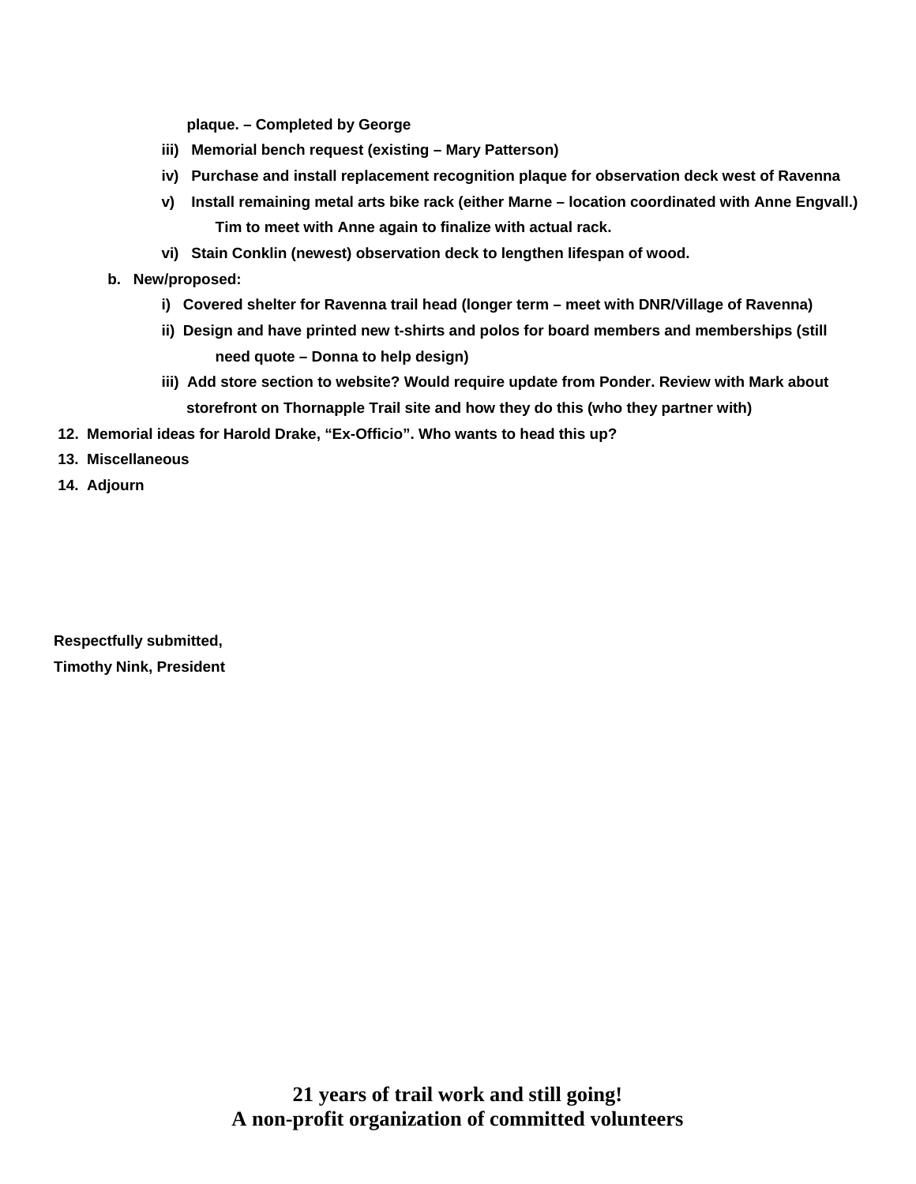plaque. – Completed by George

iii) Memorial bench request (existing – Mary Patterson)

iv) Purchase and install replacement recognition plaque for observation deck west of Ravenna

v) Install remaining metal arts bike rack (either Marne – location coordinated with Anne Engvall.) Tim to meet with Anne again to finalize with actual rack.

vi) Stain Conklin (newest) observation deck to lengthen lifespan of wood.

b. New/proposed:

i) Covered shelter for Ravenna trail head (longer term – meet with DNR/Village of Ravenna)

ii) Design and have printed new t-shirts and polos for board members and memberships (still need quote – Donna to help design)

iii) Add store section to website? Would require update from Ponder. Review with Mark about storefront on Thornapple Trail site and how they do this (who they partner with)

12. Memorial ideas for Harold Drake, "Ex-Officio". Who wants to head this up?
13. Miscellaneous
14. Adjourn

**Respectfully submitted,**
**Timothy Nink, President**

**21 years of trail work and still going!**
**A non-profit organization of committed volunteers**